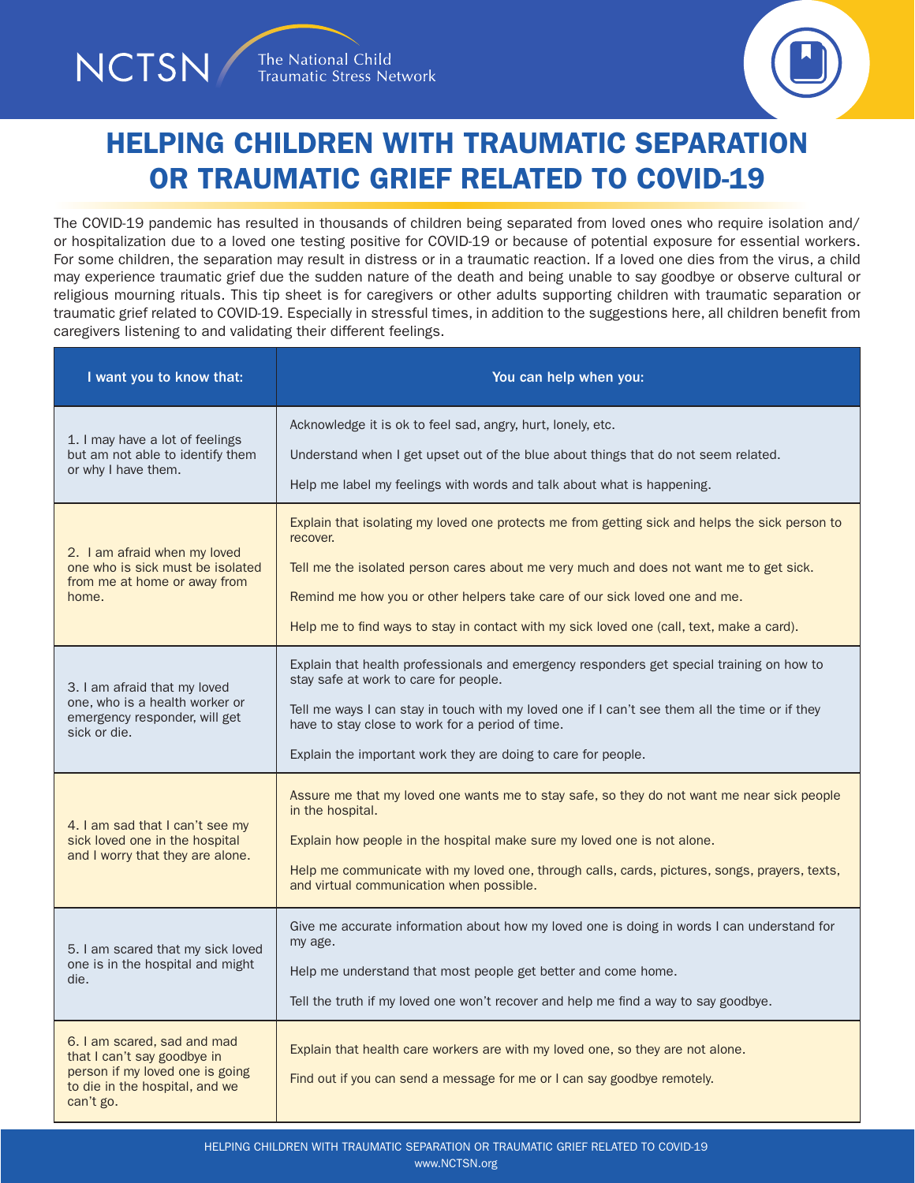NCTSN The National Child Traumatic Stress Network

# HELPING CHILDREN WITH TRAUMATIC SEPARATION OR TRAUMATIC GRIEF RELATED TO COVID-19

The COVID-19 pandemic has resulted in thousands of children being separated from loved ones who require isolation and/or hospitalization due to a loved one testing positive for COVID-19 or because of potential exposure for essential workers. For some children, the separation may result in distress or in a traumatic reaction. If a loved one dies from the virus, a child may experience traumatic grief due the sudden nature of the death and being unable to say goodbye or observe cultural or religious mourning rituals. This tip sheet is for caregivers or other adults supporting children with traumatic separation or traumatic grief related to COVID-19. Especially in stressful times, in addition to the suggestions here, all children benefit from caregivers listening to and validating their different feelings.

| I want you to know that: | You can help when you: |
|---|---|
| 1. I may have a lot of feelings but am not able to identify them or why I have them. | Acknowledge it is ok to feel sad, angry, hurt, lonely, etc.<br><br>Understand when I get upset out of the blue about things that do not seem related.<br><br>Help me label my feelings with words and talk about what is happening. |
| 2. I am afraid when my loved one who is sick must be isolated from me at home or away from home. | Explain that isolating my loved one protects me from getting sick and helps the sick person to recover.<br><br>Tell me the isolated person cares about me very much and does not want me to get sick.<br><br>Remind me how you or other helpers take care of our sick loved one and me.<br><br>Help me to find ways to stay in contact with my sick loved one (call, text, make a card). |
| 3. I am afraid that my loved one, who is a health worker or emergency responder, will get sick or die. | Explain that health professionals and emergency responders get special training on how to stay safe at work to care for people.<br><br>Tell me ways I can stay in touch with my loved one if I can't see them all the time or if they have to stay close to work for a period of time.<br><br>Explain the important work they are doing to care for people. |
| 4. I am sad that I can't see my sick loved one in the hospital and I worry that they are alone. | Assure me that my loved one wants me to stay safe, so they do not want me near sick people in the hospital.<br><br>Explain how people in the hospital make sure my loved one is not alone.<br><br>Help me communicate with my loved one, through calls, cards, pictures, songs, prayers, texts, and virtual communication when possible. |
| 5. I am scared that my sick loved one is in the hospital and might die. | Give me accurate information about how my loved one is doing in words I can understand for my age.<br><br>Help me understand that most people get better and come home.<br><br>Tell the truth if my loved one won't recover and help me find a way to say goodbye. |
| 6. I am scared, sad and mad that I can't say goodbye in person if my loved one is going to die in the hospital, and we can't go. | Explain that health care workers are with my loved one, so they are not alone.<br><br>Find out if you can send a message for me or I can say goodbye remotely. |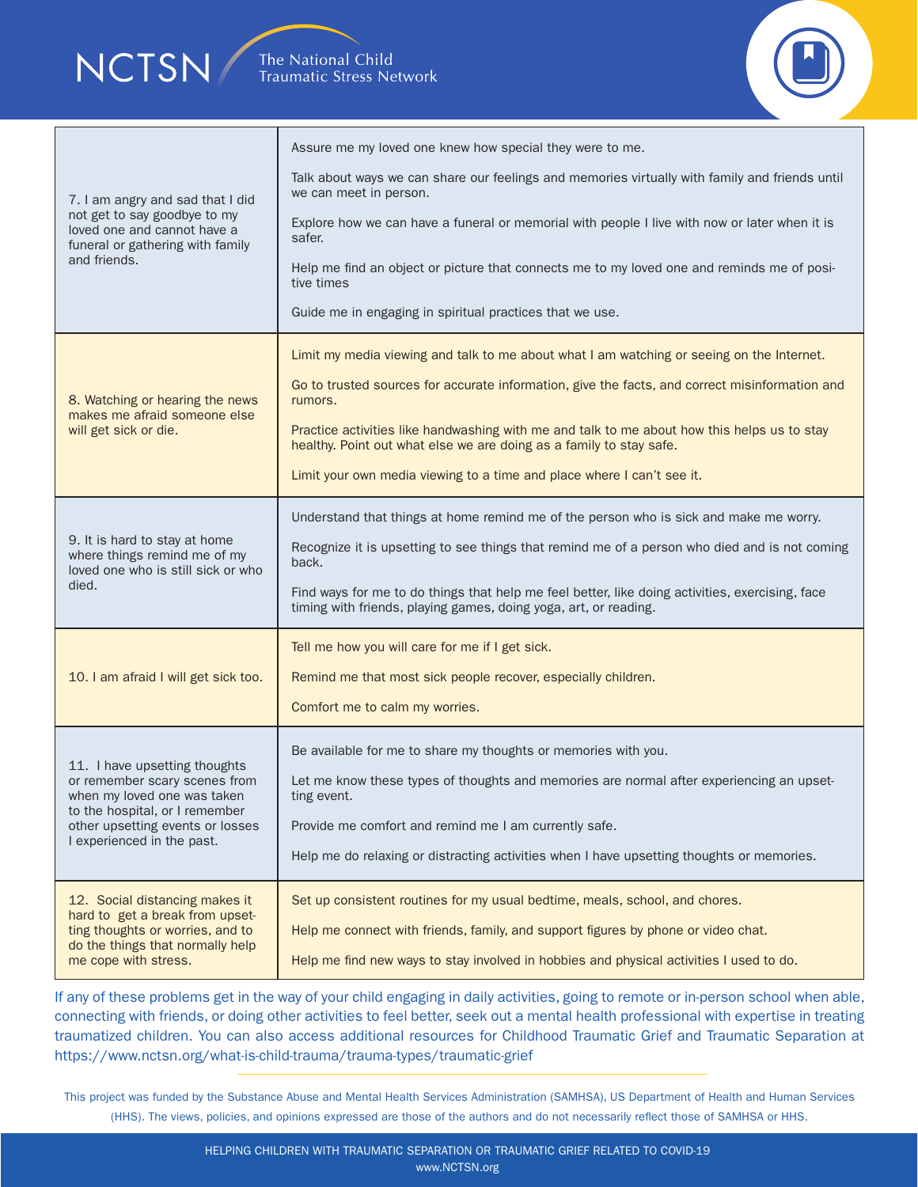| | |
|---|---|
| 7. I am angry and sad that I did not get to say goodbye to my loved one and cannot have a funeral or gathering with family and friends. | Assure me my loved one knew how special they were to me.<br><br>Talk about ways we can share our feelings and memories virtually with family and friends until we can meet in person.<br><br>Explore how we can have a funeral or memorial with people I live with now or later when it is safer.<br><br>Help me find an object or picture that connects me to my loved one and reminds me of positive times<br><br>Guide me in engaging in spiritual practices that we use. |
| 8. Watching or hearing the news makes me afraid someone else will get sick or die. | Limit my media viewing and talk to me about what I am watching or seeing on the Internet.<br><br>Go to trusted sources for accurate information, give the facts, and correct misinformation and rumors.<br><br>Practice activities like handwashing with me and talk to me about how this helps us to stay healthy. Point out what else we are doing as a family to stay safe.<br><br>Limit your own media viewing to a time and place where I can't see it. |
| 9. It is hard to stay at home where things remind me of my loved one who is still sick or who died. | Understand that things at home remind me of the person who is sick and make me worry.<br><br>Recognize it is upsetting to see things that remind me of a person who died and is not coming back.<br><br>Find ways for me to do things that help me feel better, like doing activities, exercising, face timing with friends, playing games, doing yoga, art, or reading. |
| 10. I am afraid I will get sick too. | Tell me how you will care for me if I get sick.<br><br>Remind me that most sick people recover, especially children.<br><br>Comfort me to calm my worries. |
| 11. I have upsetting thoughts or remember scary scenes from when my loved one was taken to the hospital, or I remember other upsetting events or losses I experienced in the past. | Be available for me to share my thoughts or memories with you.<br><br>Let me know these types of thoughts and memories are normal after experiencing an upsetting event.<br><br>Provide me comfort and remind me I am currently safe.<br><br>Help me do relaxing or distracting activities when I have upsetting thoughts or memories. |
| 12. Social distancing makes it hard to get a break from upsetting thoughts or worries, and to do the things that normally help me cope with stress. | Set up consistent routines for my usual bedtime, meals, school, and chores.<br><br>Help me connect with friends, family, and support figures by phone or video chat.<br><br>Help me find new ways to stay involved in hobbies and physical activities I used to do. |

If any of these problems get in the way of your child engaging in daily activities, going to remote or in-person school when able, connecting with friends, or doing other activities to feel better, seek out a mental health professional with expertise in treating traumatized children. You can also access additional resources for Childhood Traumatic Grief and Traumatic Separation at https://www.nctsn.org/what-is-child-trauma/trauma-types/traumatic-grief

This project was funded by the Substance Abuse and Mental Health Services Administration (SAMHSA), US Department of Health and Human Services (HHS). The views, policies, and opinions expressed are those of the authors and do not necessarily reflect those of SAMHSA or HHS.